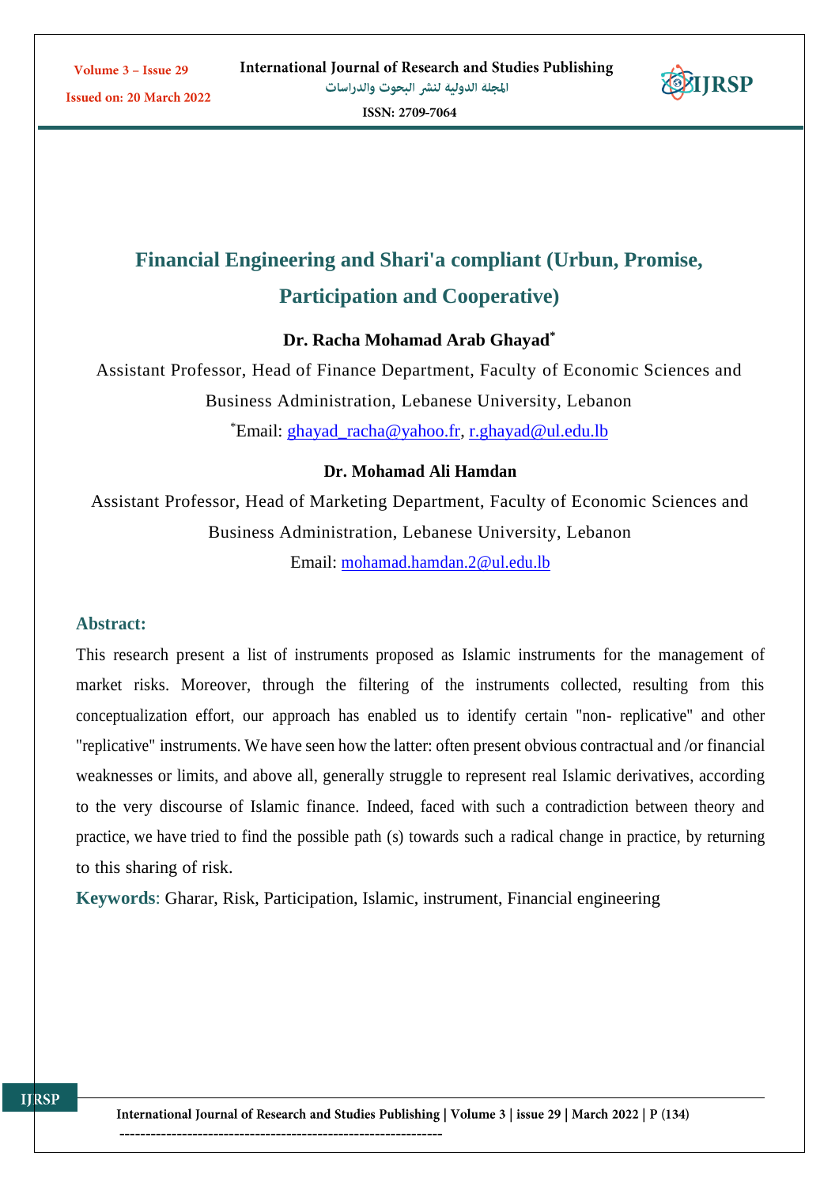# Financial Engineering and Shari'a compliant (Urbun, Promise, Participation and Cooperative)

**Dr. Racha Mohamad Arab Ghayad***

Assistant Professor, Head of Finance Department, Faculty of Economic Sciences and Business Administration, Lebanese University, Lebanon

*Email: ghayad_racha@yahoo.fr, r.ghayad@ul.edu.lb

**Dr. Mohamad Ali Hamdan**

Assistant Professor, Head of Marketing Department, Faculty of Economic Sciences and Business Administration, Lebanese University, Lebanon

Email: mohamad.hamdan.2@ul.edu.lb

## Abstract:

This research present a list of instruments proposed as Islamic instruments for the management of market risks. Moreover, through the filtering of the instruments collected, resulting from this conceptualization effort, our approach has enabled us to identify certain "non- replicative" and other "replicative" instruments. We have seen how the latter: often present obvious contractual and /or financial weaknesses or limits, and above all, generally struggle to represent real Islamic derivatives, according to the very discourse of Islamic finance. Indeed, faced with such a contradiction between theory and practice, we have tried to find the possible path (s) towards such a radical change in practice, by returning to this sharing of risk.

**Keywords**: Gharar, Risk, Participation, Islamic, instrument, Financial engineering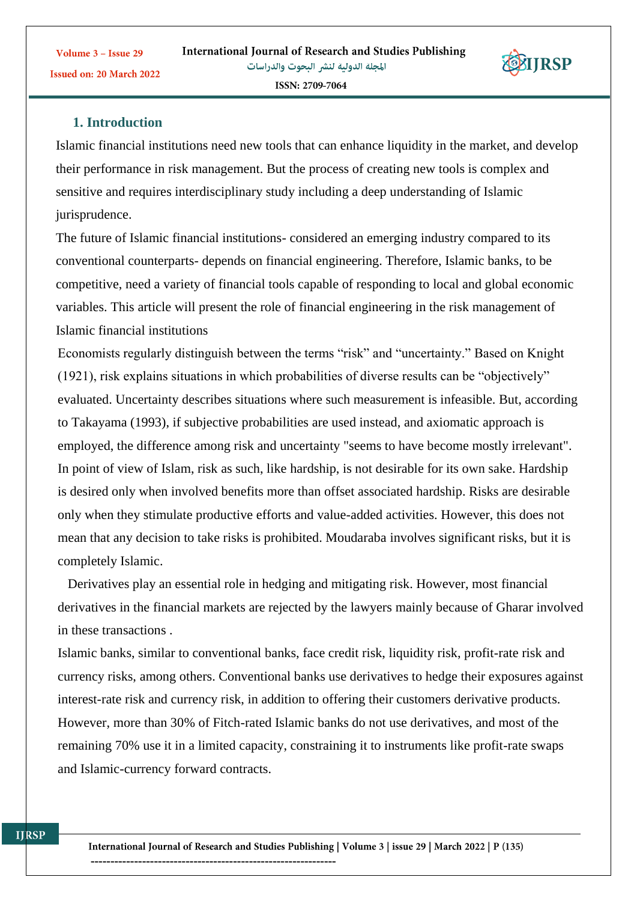## 1. Introduction

Islamic financial institutions need new tools that can enhance liquidity in the market, and develop their performance in risk management. But the process of creating new tools is complex and sensitive and requires interdisciplinary study including a deep understanding of Islamic jurisprudence.

The future of Islamic financial institutions- considered an emerging industry compared to its conventional counterparts- depends on financial engineering. Therefore, Islamic banks, to be competitive, need a variety of financial tools capable of responding to local and global economic variables. This article will present the role of financial engineering in the risk management of Islamic financial institutions

Economists regularly distinguish between the terms "risk" and "uncertainty." Based on Knight (1921), risk explains situations in which probabilities of diverse results can be "objectively" evaluated. Uncertainty describes situations where such measurement is infeasible. But, according to Takayama (1993), if subjective probabilities are used instead, and axiomatic approach is employed, the difference among risk and uncertainty "seems to have become mostly irrelevant". In point of view of Islam, risk as such, like hardship, is not desirable for its own sake. Hardship is desired only when involved benefits more than offset associated hardship. Risks are desirable only when they stimulate productive efforts and value-added activities. However, this does not mean that any decision to take risks is prohibited. Moudaraba involves significant risks, but it is completely Islamic.

Derivatives play an essential role in hedging and mitigating risk. However, most financial derivatives in the financial markets are rejected by the lawyers mainly because of Gharar involved in these transactions .

Islamic banks, similar to conventional banks, face credit risk, liquidity risk, profit-rate risk and currency risks, among others. Conventional banks use derivatives to hedge their exposures against interest-rate risk and currency risk, in addition to offering their customers derivative products. However, more than 30% of Fitch-rated Islamic banks do not use derivatives, and most of the remaining 70% use it in a limited capacity, constraining it to instruments like profit-rate swaps and Islamic-currency forward contracts.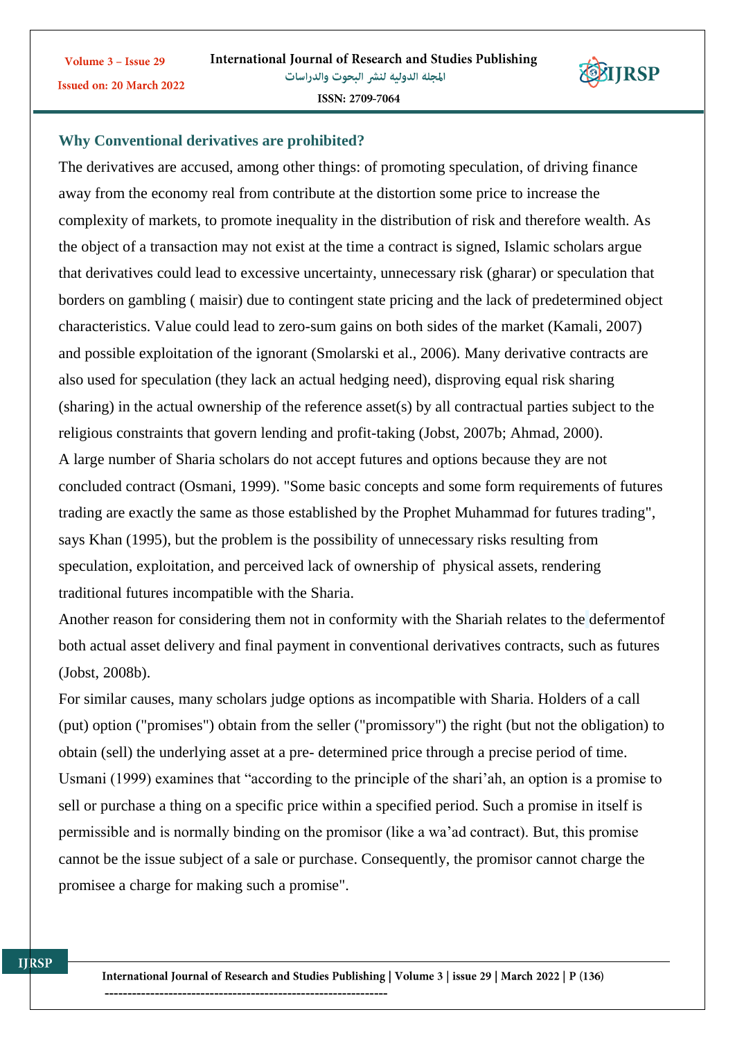### Why Conventional derivatives are prohibited?

The derivatives are accused, among other things: of promoting speculation, of driving finance away from the economy real from contribute at the distortion some price to increase the complexity of markets, to promote inequality in the distribution of risk and therefore wealth. As the object of a transaction may not exist at the time a contract is signed, Islamic scholars argue that derivatives could lead to excessive uncertainty, unnecessary risk (gharar) or speculation that borders on gambling ( maisir) due to contingent state pricing and the lack of predetermined object characteristics. Value could lead to zero-sum gains on both sides of the market (Kamali, 2007) and possible exploitation of the ignorant (Smolarski et al., 2006). Many derivative contracts are also used for speculation (they lack an actual hedging need), disproving equal risk sharing (sharing) in the actual ownership of the reference asset(s) by all contractual parties subject to the religious constraints that govern lending and profit-taking (Jobst, 2007b; Ahmad, 2000).

A large number of Sharia scholars do not accept futures and options because they are not concluded contract (Osmani, 1999). "Some basic concepts and some form requirements of futures trading are exactly the same as those established by the Prophet Muhammad for futures trading", says Khan (1995), but the problem is the possibility of unnecessary risks resulting from speculation, exploitation, and perceived lack of ownership of physical assets, rendering traditional futures incompatible with the Sharia.

Another reason for considering them not in conformity with the Shariah relates to the defermentof both actual asset delivery and final payment in conventional derivatives contracts, such as futures (Jobst, 2008b).

For similar causes, many scholars judge options as incompatible with Sharia. Holders of a call (put) option ("promises") obtain from the seller ("promissory") the right (but not the obligation) to obtain (sell) the underlying asset at a pre- determined price through a precise period of time. Usmani (1999) examines that “according to the principle of the shari’ah, an option is a promise to sell or purchase a thing on a specific price within a specified period. Such a promise in itself is permissible and is normally binding on the promisor (like a wa’ad contract). But, this promise cannot be the issue subject of a sale or purchase. Consequently, the promisor cannot charge the promisee a charge for making such a promise".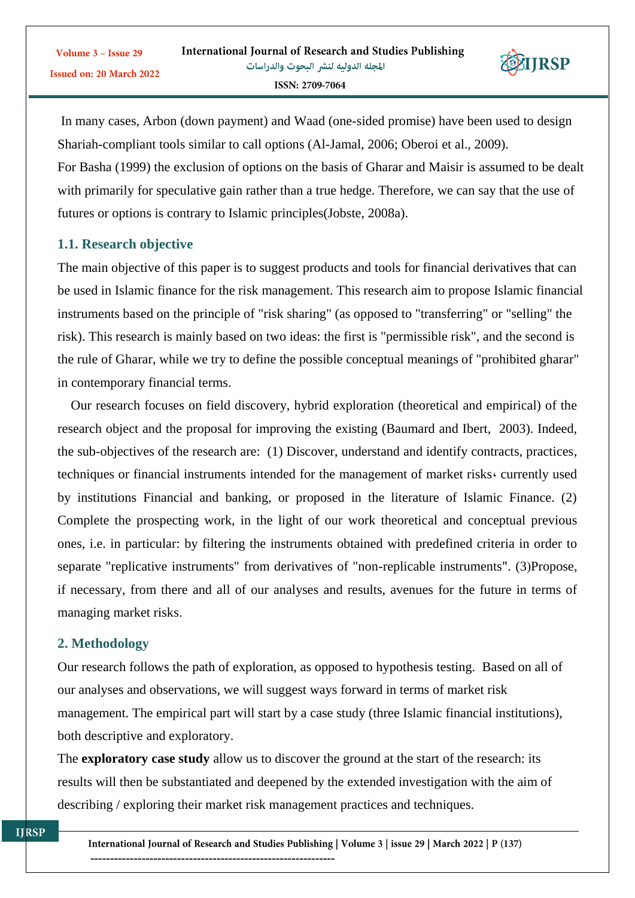In many cases, Arbon (down payment) and Waad (one-sided promise) have been used to design Shariah-compliant tools similar to call options (Al-Jamal, 2006; Oberoi et al., 2009).
For Basha (1999) the exclusion of options on the basis of Gharar and Maisir is assumed to be dealt with primarily for speculative gain rather than a true hedge. Therefore, we can say that the use of futures or options is contrary to Islamic principles(Jobste, 2008a).

### 1.1. Research objective

The main objective of this paper is to suggest products and tools for financial derivatives that can be used in Islamic finance for the risk management. This research aim to propose Islamic financial instruments based on the principle of "risk sharing" (as opposed to "transferring" or "selling" the risk). This research is mainly based on two ideas: the first is "permissible risk", and the second is the rule of Gharar, while we try to define the possible conceptual meanings of "prohibited gharar" in contemporary financial terms.

Our research focuses on field discovery, hybrid exploration (theoretical and empirical) of the research object and the proposal for improving the existing (Baumard and Ibert, 2003). Indeed, the sub-objectives of the research are: (1) Discover, understand and identify contracts, practices, techniques or financial instruments intended for the management of market risks، currently used by institutions Financial and banking, or proposed in the literature of Islamic Finance. (2) Complete the prospecting work, in the light of our work theoretical and conceptual previous ones, i.e. in particular: by filtering the instruments obtained with predefined criteria in order to separate "replicative instruments" from derivatives of "non-replicable instruments". (3)Propose, if necessary, from there and all of our analyses and results, avenues for the future in terms of managing market risks.

## 2. Methodology

Our research follows the path of exploration, as opposed to hypothesis testing. Based on all of our analyses and observations, we will suggest ways forward in terms of market risk management. The empirical part will start by a case study (three Islamic financial institutions), both descriptive and exploratory.

The **exploratory case study** allow us to discover the ground at the start of the research: its results will then be substantiated and deepened by the extended investigation with the aim of describing / exploring their market risk management practices and techniques.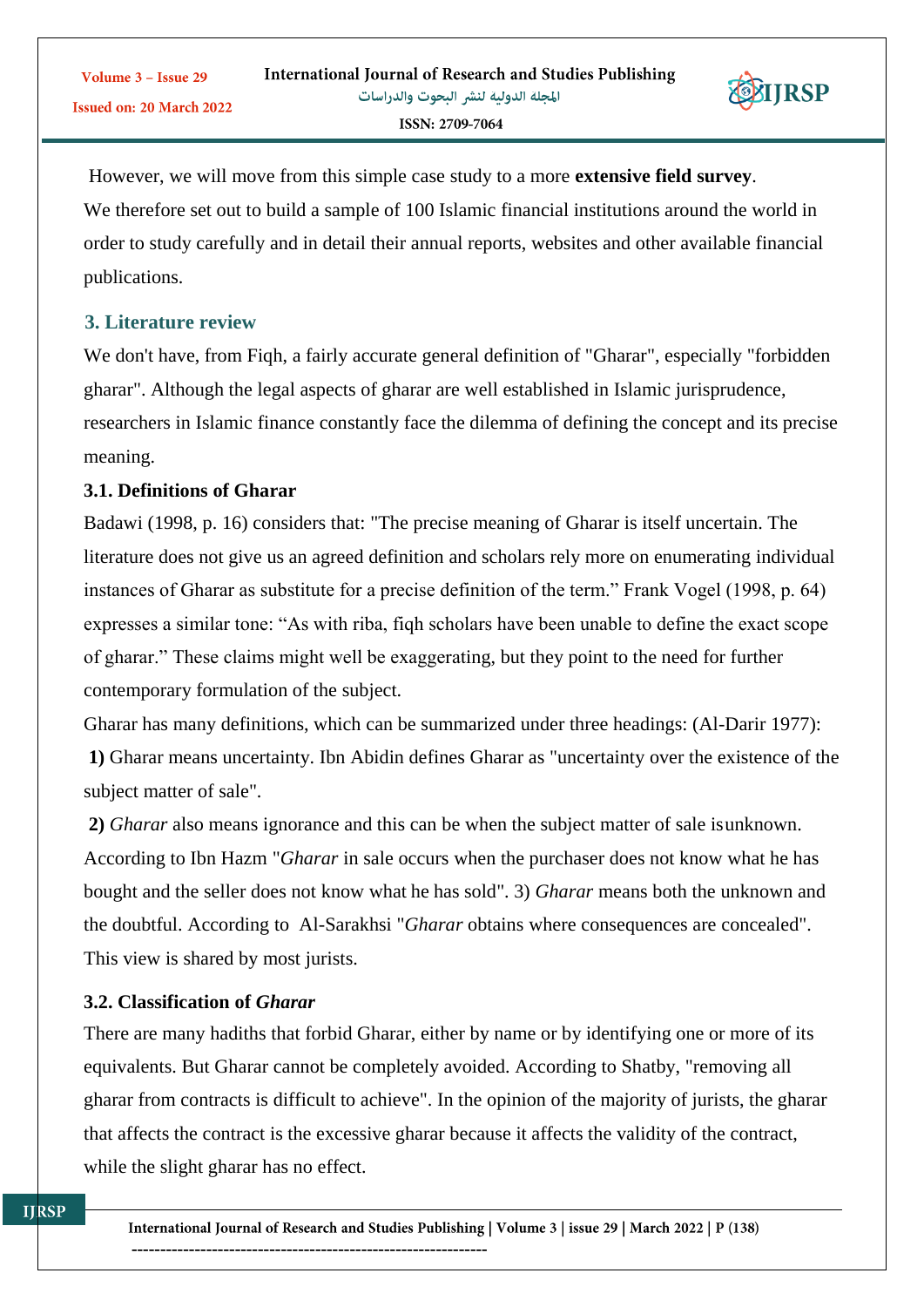However, we will move from this simple case study to a more **extensive field survey**. We therefore set out to build a sample of 100 Islamic financial institutions around the world in order to study carefully and in detail their annual reports, websites and other available financial publications.

## 3. Literature review

We don't have, from Fiqh, a fairly accurate general definition of "Gharar", especially "forbidden gharar". Although the legal aspects of gharar are well established in Islamic jurisprudence, researchers in Islamic finance constantly face the dilemma of defining the concept and its precise meaning.

### 3.1. Definitions of Gharar

Badawi (1998, p. 16) considers that: "The precise meaning of Gharar is itself uncertain. The literature does not give us an agreed definition and scholars rely more on enumerating individual instances of Gharar as substitute for a precise definition of the term." Frank Vogel (1998, p. 64) expresses a similar tone: "As with riba, fiqh scholars have been unable to define the exact scope of gharar." These claims might well be exaggerating, but they point to the need for further contemporary formulation of the subject.

Gharar has many definitions, which can be summarized under three headings: (Al-Darir 1977):

**1)** Gharar means uncertainty. Ibn Abidin defines Gharar as "uncertainty over the existence of the subject matter of sale".

**2)** *Gharar* also means ignorance and this can be when the subject matter of sale isunknown. According to Ibn Hazm "*Gharar* in sale occurs when the purchaser does not know what he has bought and the seller does not know what he has sold". 3) *Gharar* means both the unknown and the doubtful. According to Al-Sarakhsi "*Gharar* obtains where consequences are concealed". This view is shared by most jurists.

### 3.2. Classification of *Gharar*

There are many hadiths that forbid Gharar, either by name or by identifying one or more of its equivalents. But Gharar cannot be completely avoided. According to Shatby, "removing all gharar from contracts is difficult to achieve". In the opinion of the majority of jurists, the gharar that affects the contract is the excessive gharar because it affects the validity of the contract, while the slight gharar has no effect.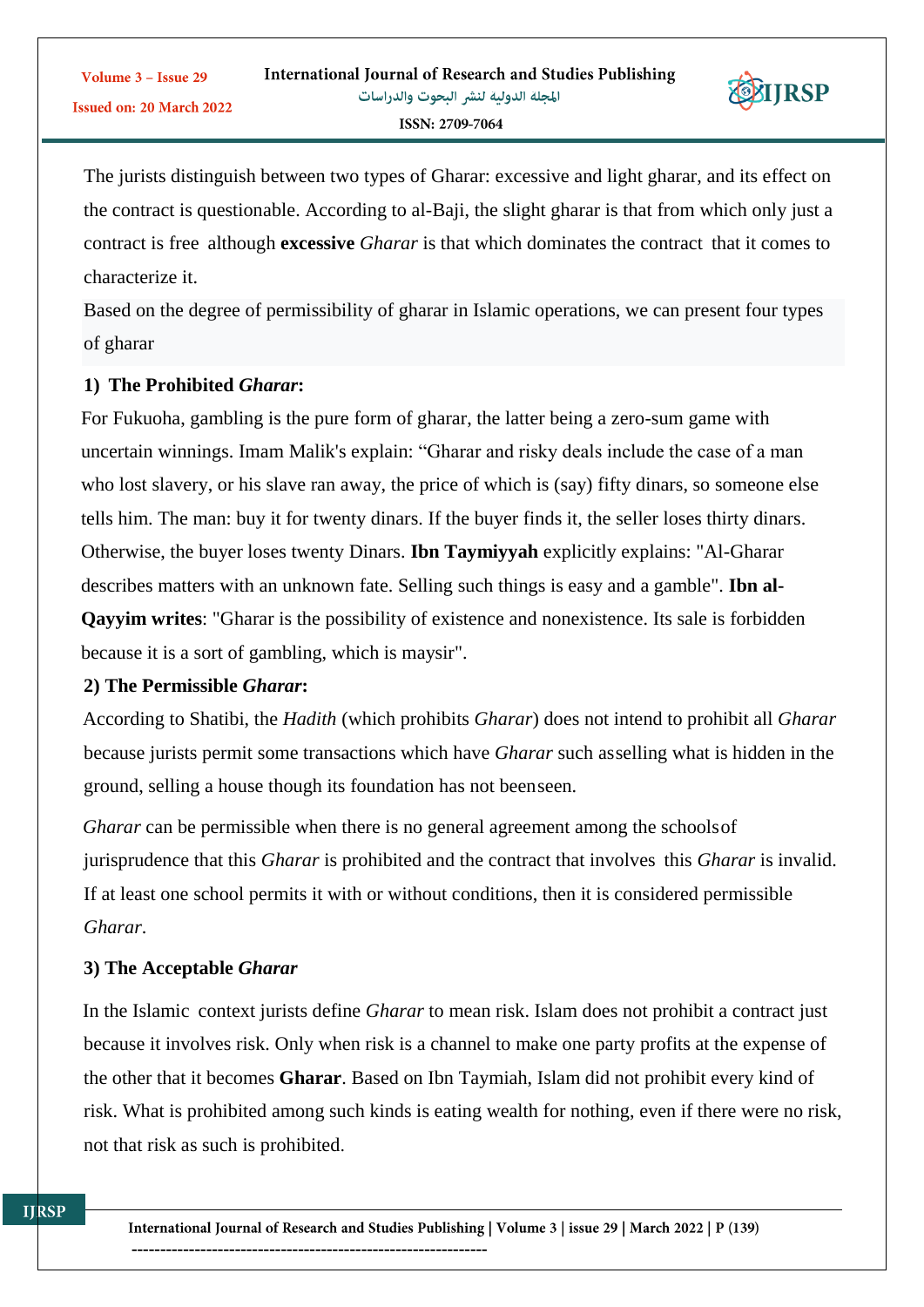The jurists distinguish between two types of Gharar: excessive and light gharar, and its effect on the contract is questionable. According to al-Baji, the slight gharar is that from which only just a contract is free although **excessive** *Gharar* is that which dominates the contract that it comes to characterize it.

Based on the degree of permissibility of gharar in Islamic operations, we can present four types of gharar

**1) The Prohibited *Gharar*:**

For Fukuoha, gambling is the pure form of gharar, the latter being a zero-sum game with uncertain winnings. Imam Malik's explain: "Gharar and risky deals include the case of a man who lost slavery, or his slave ran away, the price of which is (say) fifty dinars, so someone else tells him. The man: buy it for twenty dinars. If the buyer finds it, the seller loses thirty dinars. Otherwise, the buyer loses twenty Dinars. **Ibn Taymiyyah** explicitly explains: "Al-Gharar describes matters with an unknown fate. Selling such things is easy and a gamble". **Ibn al-Qayyim writes**: "Gharar is the possibility of existence and nonexistence. Its sale is forbidden because it is a sort of gambling, which is maysir".

**2) The Permissible *Gharar*:**

According to Shatibi, the *Hadith* (which prohibits *Gharar*) does not intend to prohibit all *Gharar* because jurists permit some transactions which have *Gharar* such asselling what is hidden in the ground, selling a house though its foundation has not beenseen.

*Gharar* can be permissible when there is no general agreement among the schoolsof jurisprudence that this *Gharar* is prohibited and the contract that involves this *Gharar* is invalid. If at least one school permits it with or without conditions, then it is considered permissible *Gharar*.

**3) The Acceptable *Gharar***

In the Islamic context jurists define *Gharar* to mean risk. Islam does not prohibit a contract just because it involves risk. Only when risk is a channel to make one party profits at the expense of the other that it becomes **Gharar**. Based on Ibn Taymiah, Islam did not prohibit every kind of risk. What is prohibited among such kinds is eating wealth for nothing, even if there were no risk, not that risk as such is prohibited.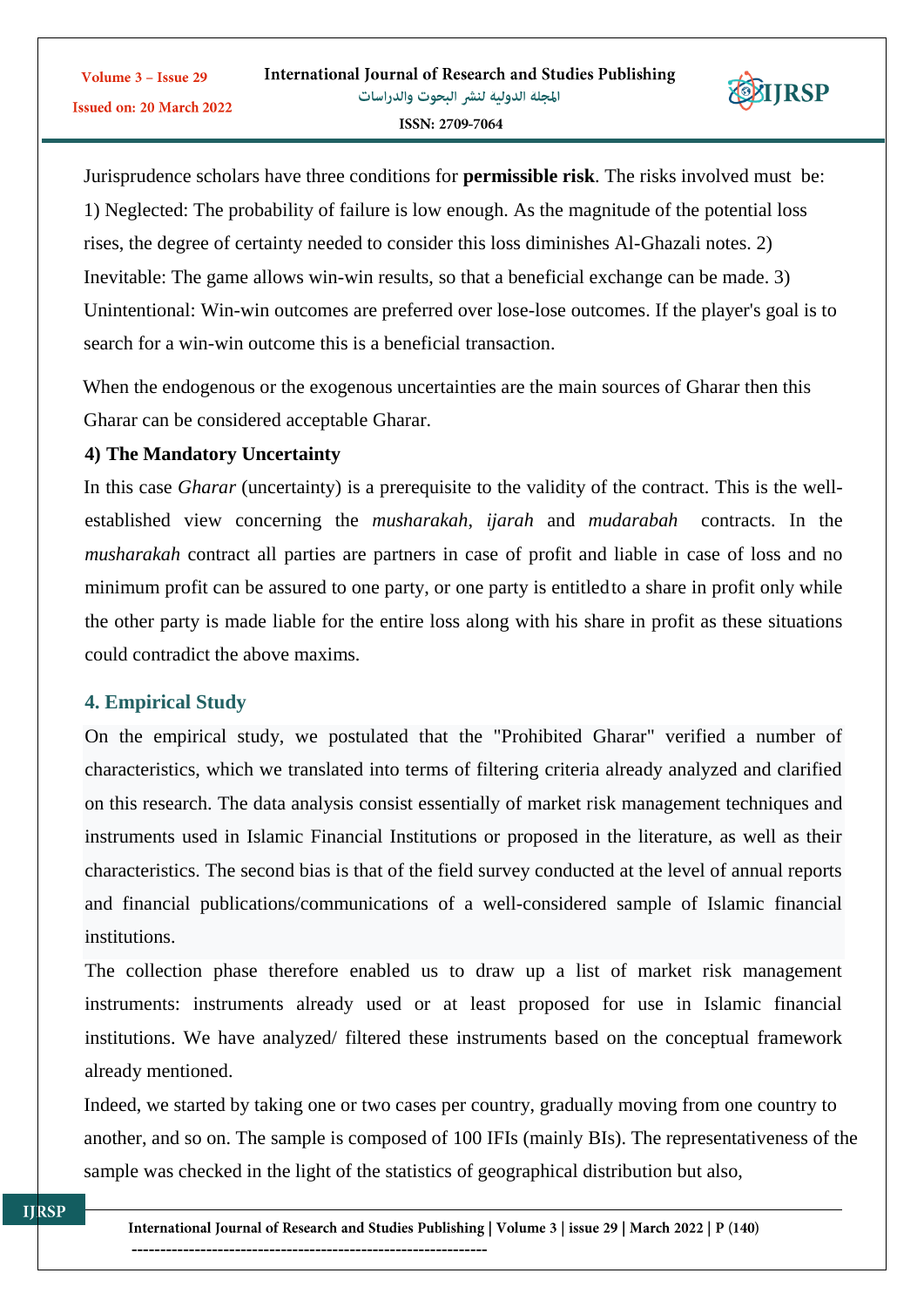Jurisprudence scholars have three conditions for **permissible risk**. The risks involved must be: 1) Neglected: The probability of failure is low enough. As the magnitude of the potential loss rises, the degree of certainty needed to consider this loss diminishes Al-Ghazali notes. 2) Inevitable: The game allows win-win results, so that a beneficial exchange can be made. 3) Unintentional: Win-win outcomes are preferred over lose-lose outcomes. If the player's goal is to search for a win-win outcome this is a beneficial transaction.

When the endogenous or the exogenous uncertainties are the main sources of Gharar then this Gharar can be considered acceptable Gharar.

**4) The Mandatory Uncertainty**

In this case *Gharar* (uncertainty) is a prerequisite to the validity of the contract. This is the well-established view concerning the *musharakah*, *ijarah* and *mudarabah* contracts. In the *musharakah* contract all parties are partners in case of profit and liable in case of loss and no minimum profit can be assured to one party, or one party is entitled to a share in profit only while the other party is made liable for the entire loss along with his share in profit as these situations could contradict the above maxims.

## 4. Empirical Study

On the empirical study, we postulated that the "Prohibited Gharar" verified a number of characteristics, which we translated into terms of filtering criteria already analyzed and clarified on this research. The data analysis consist essentially of market risk management techniques and instruments used in Islamic Financial Institutions or proposed in the literature, as well as their characteristics. The second bias is that of the field survey conducted at the level of annual reports and financial publications/communications of a well-considered sample of Islamic financial institutions.

The collection phase therefore enabled us to draw up a list of market risk management instruments: instruments already used or at least proposed for use in Islamic financial institutions. We have analyzed/ filtered these instruments based on the conceptual framework already mentioned.

Indeed, we started by taking one or two cases per country, gradually moving from one country to another, and so on. The sample is composed of 100 IFIs (mainly BIs). The representativeness of the sample was checked in the light of the statistics of geographical distribution but also,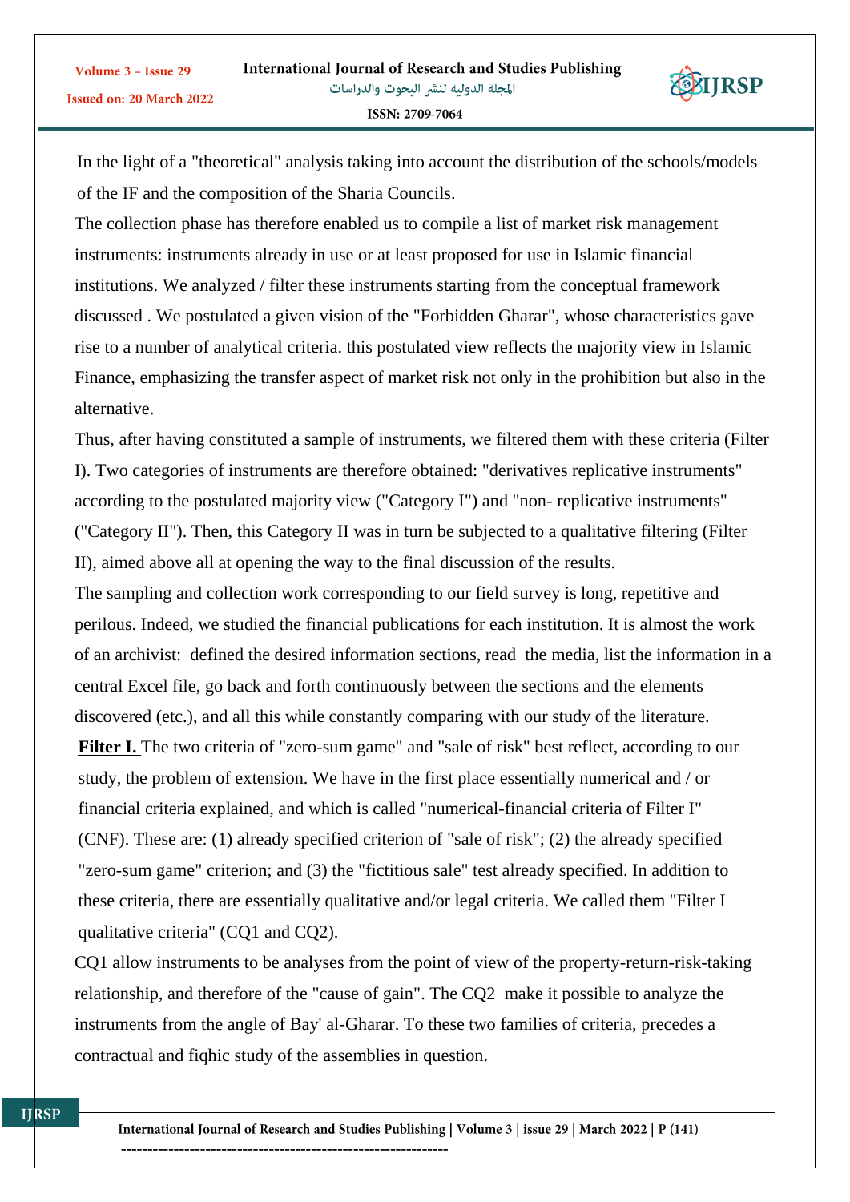In the light of a "theoretical" analysis taking into account the distribution of the schools/models of the IF and the composition of the Sharia Councils.

The collection phase has therefore enabled us to compile a list of market risk management instruments: instruments already in use or at least proposed for use in Islamic financial institutions. We analyzed / filter these instruments starting from the conceptual framework discussed . We postulated a given vision of the "Forbidden Gharar", whose characteristics gave rise to a number of analytical criteria. this postulated view reflects the majority view in Islamic Finance, emphasizing the transfer aspect of market risk not only in the prohibition but also in the alternative.

Thus, after having constituted a sample of instruments, we filtered them with these criteria (Filter I). Two categories of instruments are therefore obtained: "derivatives replicative instruments" according to the postulated majority view ("Category I") and "non- replicative instruments" ("Category II"). Then, this Category II was in turn be subjected to a qualitative filtering (Filter II), aimed above all at opening the way to the final discussion of the results.

The sampling and collection work corresponding to our field survey is long, repetitive and perilous. Indeed, we studied the financial publications for each institution. It is almost the work of an archivist: defined the desired information sections, read the media, list the information in a central Excel file, go back and forth continuously between the sections and the elements discovered (etc.), and all this while constantly comparing with our study of the literature.

**Filter I.** The two criteria of "zero-sum game" and "sale of risk" best reflect, according to our study, the problem of extension. We have in the first place essentially numerical and / or financial criteria explained, and which is called "numerical-financial criteria of Filter I" (CNF). These are: (1) already specified criterion of "sale of risk"; (2) the already specified "zero-sum game" criterion; and (3) the "fictitious sale" test already specified. In addition to these criteria, there are essentially qualitative and/or legal criteria. We called them "Filter I qualitative criteria" (CQ1 and CQ2).

CQ1 allow instruments to be analyses from the point of view of the property-return-risk-taking relationship, and therefore of the "cause of gain". The CQ2 make it possible to analyze the instruments from the angle of Bay' al-Gharar. To these two families of criteria, precedes a contractual and fiqhic study of the assemblies in question.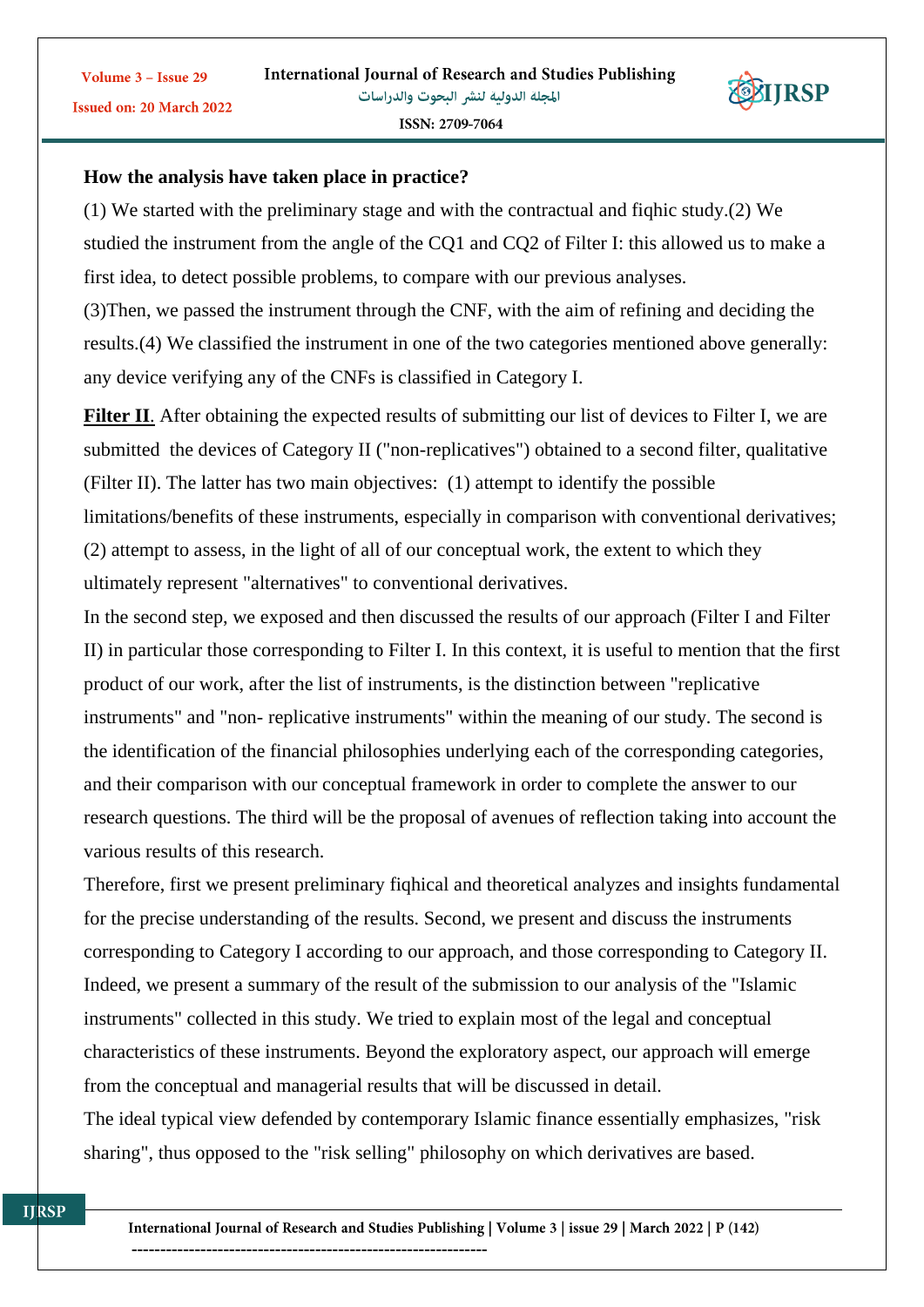**How the analysis have taken place in practice?**

(1) We started with the preliminary stage and with the contractual and fiqhic study.(2) We studied the instrument from the angle of the CQ1 and CQ2 of Filter I: this allowed us to make a first idea, to detect possible problems, to compare with our previous analyses.

(3)Then, we passed the instrument through the CNF, with the aim of refining and deciding the results.(4) We classified the instrument in one of the two categories mentioned above generally: any device verifying any of the CNFs is classified in Category I.

**Filter II**. After obtaining the expected results of submitting our list of devices to Filter I, we are submitted the devices of Category II ("non-replicatives") obtained to a second filter, qualitative (Filter II). The latter has two main objectives: (1) attempt to identify the possible limitations/benefits of these instruments, especially in comparison with conventional derivatives; (2) attempt to assess, in the light of all of our conceptual work, the extent to which they ultimately represent "alternatives" to conventional derivatives.

In the second step, we exposed and then discussed the results of our approach (Filter I and Filter II) in particular those corresponding to Filter I. In this context, it is useful to mention that the first product of our work, after the list of instruments, is the distinction between "replicative instruments" and "non- replicative instruments" within the meaning of our study. The second is the identification of the financial philosophies underlying each of the corresponding categories, and their comparison with our conceptual framework in order to complete the answer to our research questions. The third will be the proposal of avenues of reflection taking into account the various results of this research.

Therefore, first we present preliminary fiqhical and theoretical analyzes and insights fundamental for the precise understanding of the results. Second, we present and discuss the instruments corresponding to Category I according to our approach, and those corresponding to Category II. Indeed, we present a summary of the result of the submission to our analysis of the "Islamic instruments" collected in this study. We tried to explain most of the legal and conceptual characteristics of these instruments. Beyond the exploratory aspect, our approach will emerge from the conceptual and managerial results that will be discussed in detail.

The ideal typical view defended by contemporary Islamic finance essentially emphasizes, "risk sharing", thus opposed to the "risk selling" philosophy on which derivatives are based.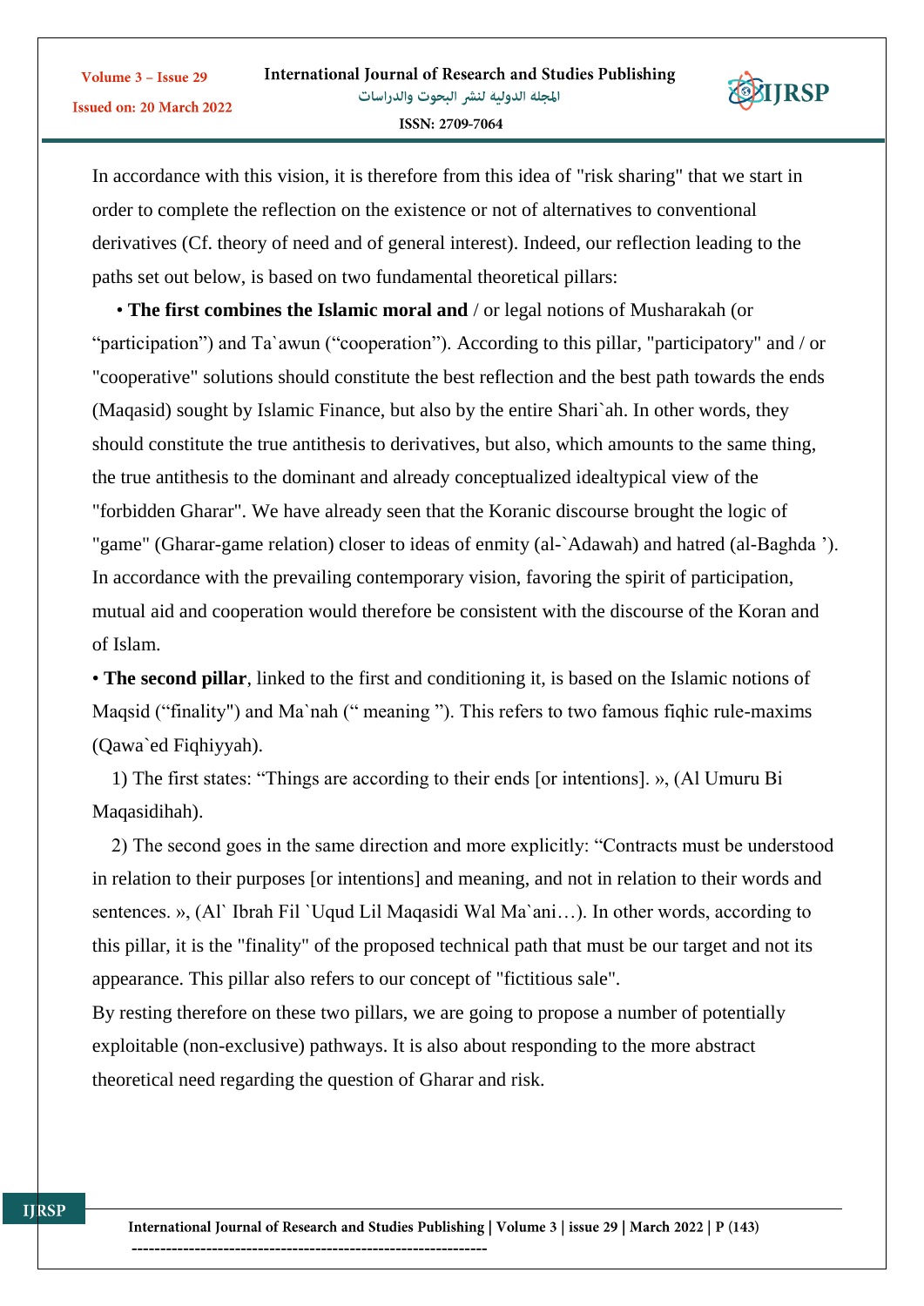In accordance with this vision, it is therefore from this idea of "risk sharing" that we start in order to complete the reflection on the existence or not of alternatives to conventional derivatives (Cf. theory of need and of general interest). Indeed, our reflection leading to the paths set out below, is based on two fundamental theoretical pillars:

- **The first combines the Islamic moral and** / or legal notions of Musharakah (or “participation”) and Ta`awun (“cooperation”). According to this pillar, "participatory" and / or "cooperative" solutions should constitute the best reflection and the best path towards the ends (Maqasid) sought by Islamic Finance, but also by the entire Shari`ah. In other words, they should constitute the true antithesis to derivatives, but also, which amounts to the same thing, the true antithesis to the dominant and already conceptualized idealtypical view of the "forbidden Gharar". We have already seen that the Koranic discourse brought the logic of "game" (Gharar-game relation) closer to ideas of enmity (al-`Adawah) and hatred (al-Baghda ’). In accordance with the prevailing contemporary vision, favoring the spirit of participation, mutual aid and cooperation would therefore be consistent with the discourse of the Koran and of Islam.
- **The second pillar**, linked to the first and conditioning it, is based on the Islamic notions of Maqsid (“finality") and Ma`nah (“ meaning ”). This refers to two famous fiqhic rule-maxims (Qawa`ed Fiqhiyyah).

1) The first states: “Things are according to their ends [or intentions]. », (Al Umuru Bi Maqasidihah).

2) The second goes in the same direction and more explicitly: “Contracts must be understood in relation to their purposes [or intentions] and meaning, and not in relation to their words and sentences. », (Al` Ibrah Fil `Uqud Lil Maqasidi Wal Ma`ani…). In other words, according to this pillar, it is the "finality" of the proposed technical path that must be our target and not its appearance. This pillar also refers to our concept of "fictitious sale".

By resting therefore on these two pillars, we are going to propose a number of potentially exploitable (non-exclusive) pathways. It is also about responding to the more abstract theoretical need regarding the question of Gharar and risk.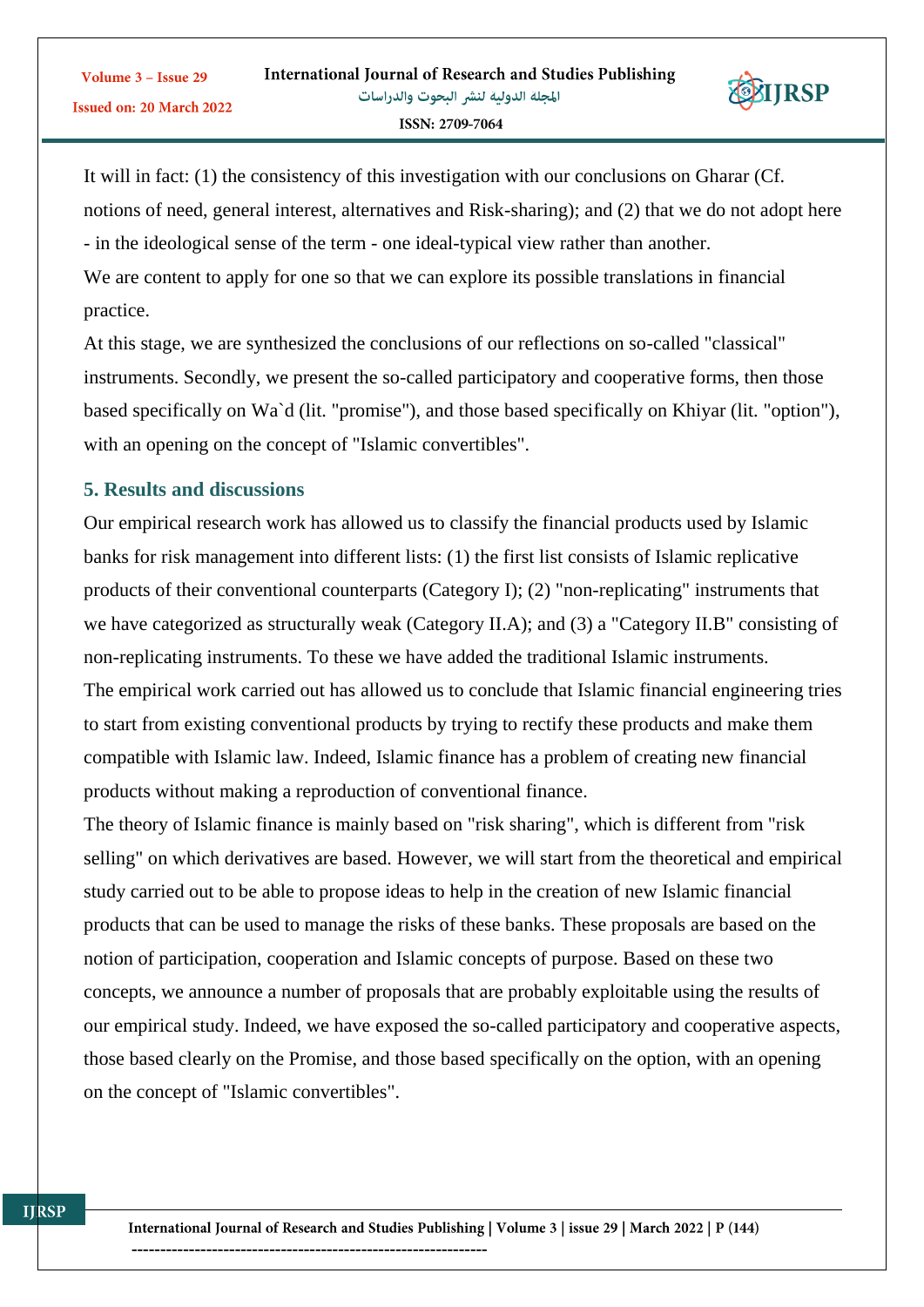It will in fact: (1) the consistency of this investigation with our conclusions on Gharar (Cf. notions of need, general interest, alternatives and Risk-sharing); and (2) that we do not adopt here - in the ideological sense of the term - one ideal-typical view rather than another.

We are content to apply for one so that we can explore its possible translations in financial practice.

At this stage, we are synthesized the conclusions of our reflections on so-called "classical" instruments. Secondly, we present the so-called participatory and cooperative forms, then those based specifically on Wa`d (lit. "promise"), and those based specifically on Khiyar (lit. "option"), with an opening on the concept of "Islamic convertibles".

## 5. Results and discussions

Our empirical research work has allowed us to classify the financial products used by Islamic banks for risk management into different lists: (1) the first list consists of Islamic replicative products of their conventional counterparts (Category I); (2) "non-replicating" instruments that we have categorized as structurally weak (Category II.A); and (3) a "Category II.B" consisting of non-replicating instruments. To these we have added the traditional Islamic instruments.

The empirical work carried out has allowed us to conclude that Islamic financial engineering tries to start from existing conventional products by trying to rectify these products and make them compatible with Islamic law. Indeed, Islamic finance has a problem of creating new financial products without making a reproduction of conventional finance.

The theory of Islamic finance is mainly based on "risk sharing", which is different from "risk selling" on which derivatives are based. However, we will start from the theoretical and empirical study carried out to be able to propose ideas to help in the creation of new Islamic financial products that can be used to manage the risks of these banks. These proposals are based on the notion of participation, cooperation and Islamic concepts of purpose. Based on these two concepts, we announce a number of proposals that are probably exploitable using the results of our empirical study. Indeed, we have exposed the so-called participatory and cooperative aspects, those based clearly on the Promise, and those based specifically on the option, with an opening on the concept of "Islamic convertibles".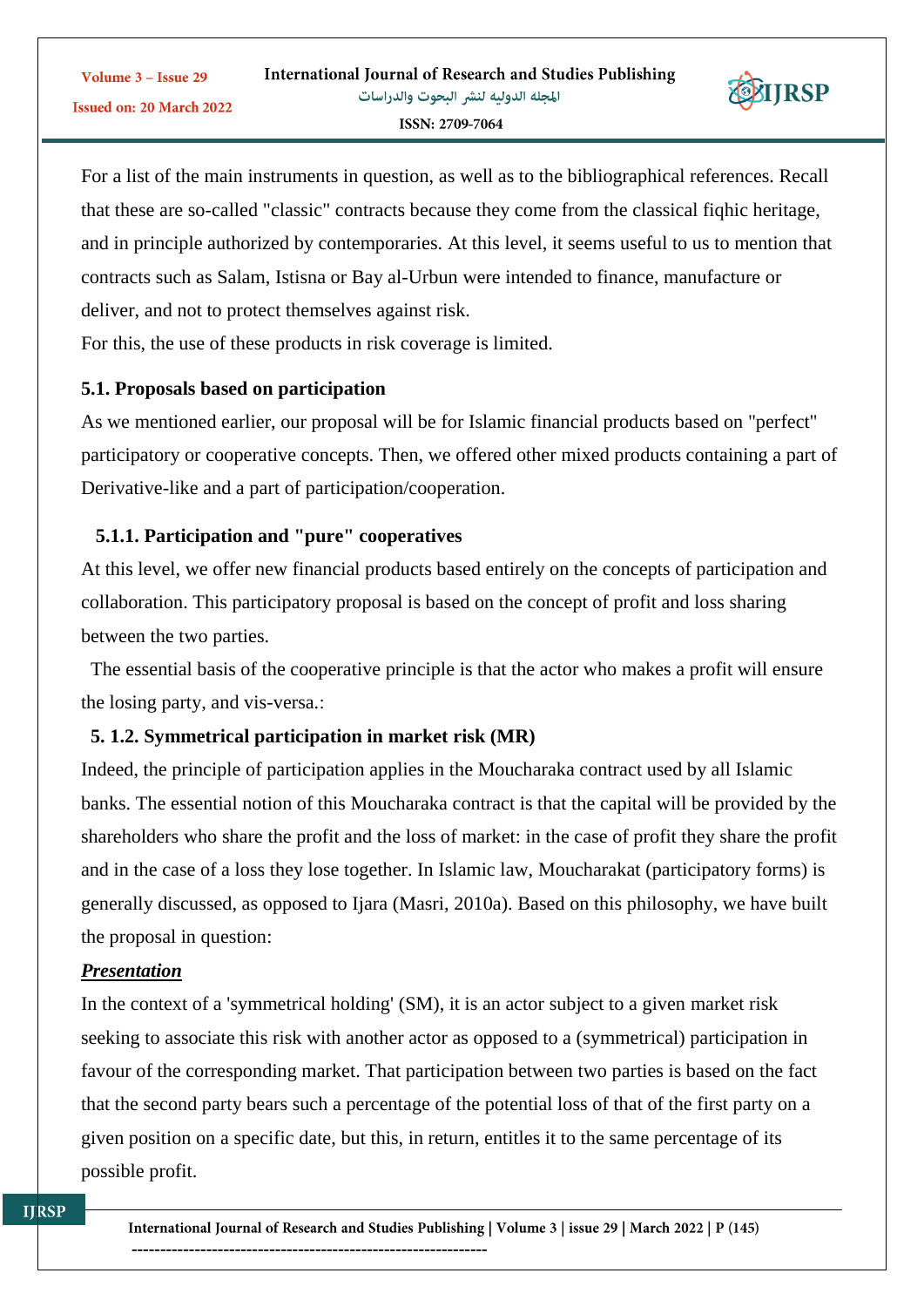For a list of the main instruments in question, as well as to the bibliographical references. Recall that these are so-called "classic" contracts because they come from the classical fiqhic heritage, and in principle authorized by contemporaries. At this level, it seems useful to us to mention that contracts such as Salam, Istisna or Bay al-Urbun were intended to finance, manufacture or deliver, and not to protect themselves against risk.

For this, the use of these products in risk coverage is limited.

### 5.1. Proposals based on participation

As we mentioned earlier, our proposal will be for Islamic financial products based on "perfect" participatory or cooperative concepts. Then, we offered other mixed products containing a part of Derivative-like and a part of participation/cooperation.

#### 5.1.1. Participation and "pure" cooperatives

At this level, we offer new financial products based entirely on the concepts of participation and collaboration. This participatory proposal is based on the concept of profit and loss sharing between the two parties.

The essential basis of the cooperative principle is that the actor who makes a profit will ensure the losing party, and vis-versa.:

#### 5. 1.2. Symmetrical participation in market risk (MR)

Indeed, the principle of participation applies in the Moucharaka contract used by all Islamic banks. The essential notion of this Moucharaka contract is that the capital will be provided by the shareholders who share the profit and the loss of market: in the case of profit they share the profit and in the case of a loss they lose together. In Islamic law, Moucharakat (participatory forms) is generally discussed, as opposed to Ijara (Masri, 2010a). Based on this philosophy, we have built the proposal in question:

***Presentation***

In the context of a 'symmetrical holding' (SM), it is an actor subject to a given market risk seeking to associate this risk with another actor as opposed to a (symmetrical) participation in favour of the corresponding market. That participation between two parties is based on the fact that the second party bears such a percentage of the potential loss of that of the first party on a given position on a specific date, but this, in return, entitles it to the same percentage of its possible profit.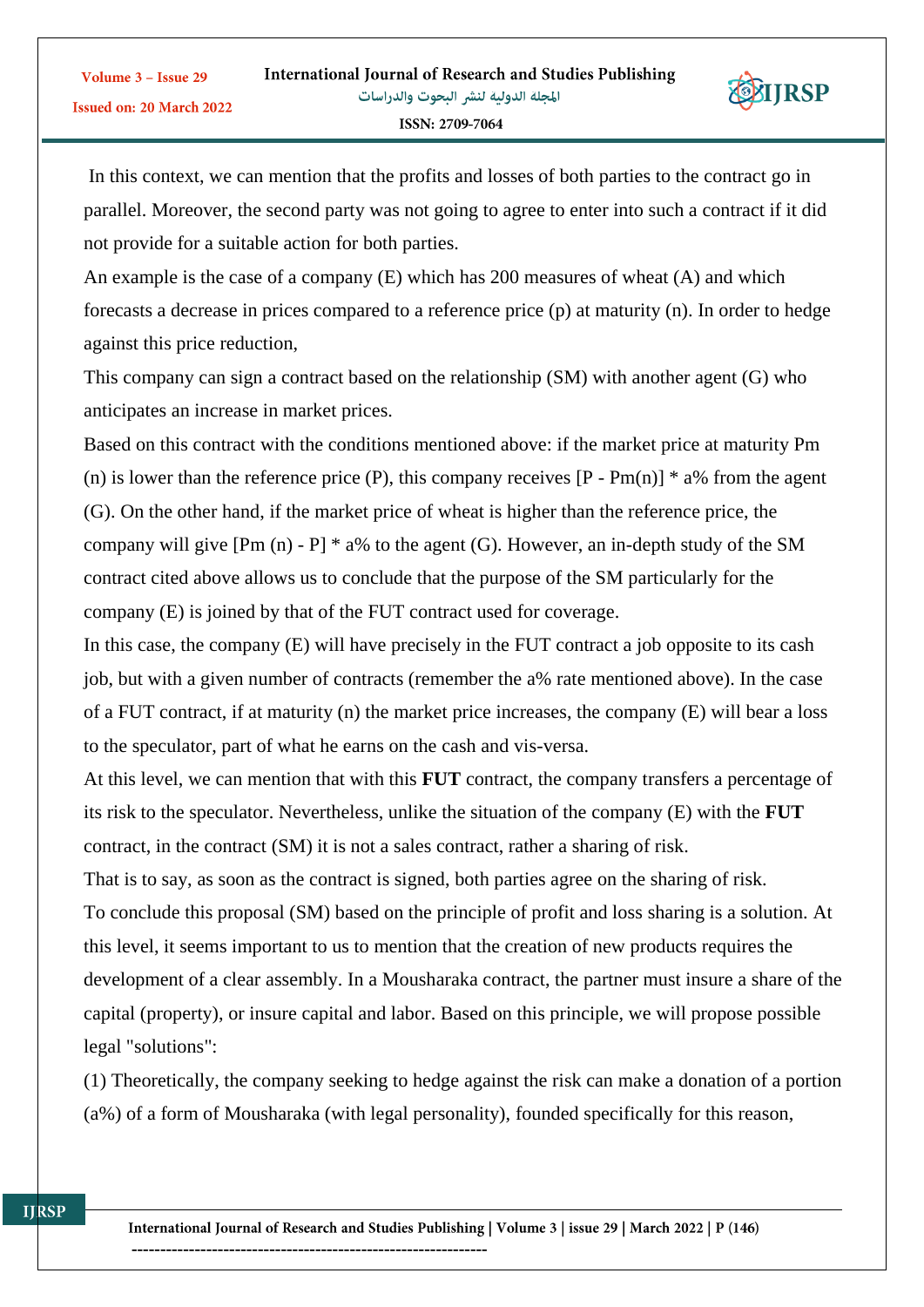In this context, we can mention that the profits and losses of both parties to the contract go in parallel. Moreover, the second party was not going to agree to enter into such a contract if it did not provide for a suitable action for both parties.

An example is the case of a company (E) which has 200 measures of wheat (A) and which forecasts a decrease in prices compared to a reference price (p) at maturity (n). In order to hedge against this price reduction,

This company can sign a contract based on the relationship (SM) with another agent (G) who anticipates an increase in market prices.

Based on this contract with the conditions mentioned above: if the market price at maturity Pm (n) is lower than the reference price (P), this company receives [P - Pm(n)] * a% from the agent (G). On the other hand, if the market price of wheat is higher than the reference price, the company will give [Pm (n) - P] * a% to the agent (G). However, an in-depth study of the SM contract cited above allows us to conclude that the purpose of the SM particularly for the company (E) is joined by that of the FUT contract used for coverage.

In this case, the company (E) will have precisely in the FUT contract a job opposite to its cash job, but with a given number of contracts (remember the a% rate mentioned above). In the case of a FUT contract, if at maturity (n) the market price increases, the company (E) will bear a loss to the speculator, part of what he earns on the cash and vis-versa.

At this level, we can mention that with this **FUT** contract, the company transfers a percentage of its risk to the speculator. Nevertheless, unlike the situation of the company (E) with the **FUT** contract, in the contract (SM) it is not a sales contract, rather a sharing of risk.

That is to say, as soon as the contract is signed, both parties agree on the sharing of risk.

To conclude this proposal (SM) based on the principle of profit and loss sharing is a solution. At this level, it seems important to us to mention that the creation of new products requires the development of a clear assembly. In a Mousharaka contract, the partner must insure a share of the capital (property), or insure capital and labor. Based on this principle, we will propose possible legal "solutions":

(1) Theoretically, the company seeking to hedge against the risk can make a donation of a portion (a%) of a form of Mousharaka (with legal personality), founded specifically for this reason,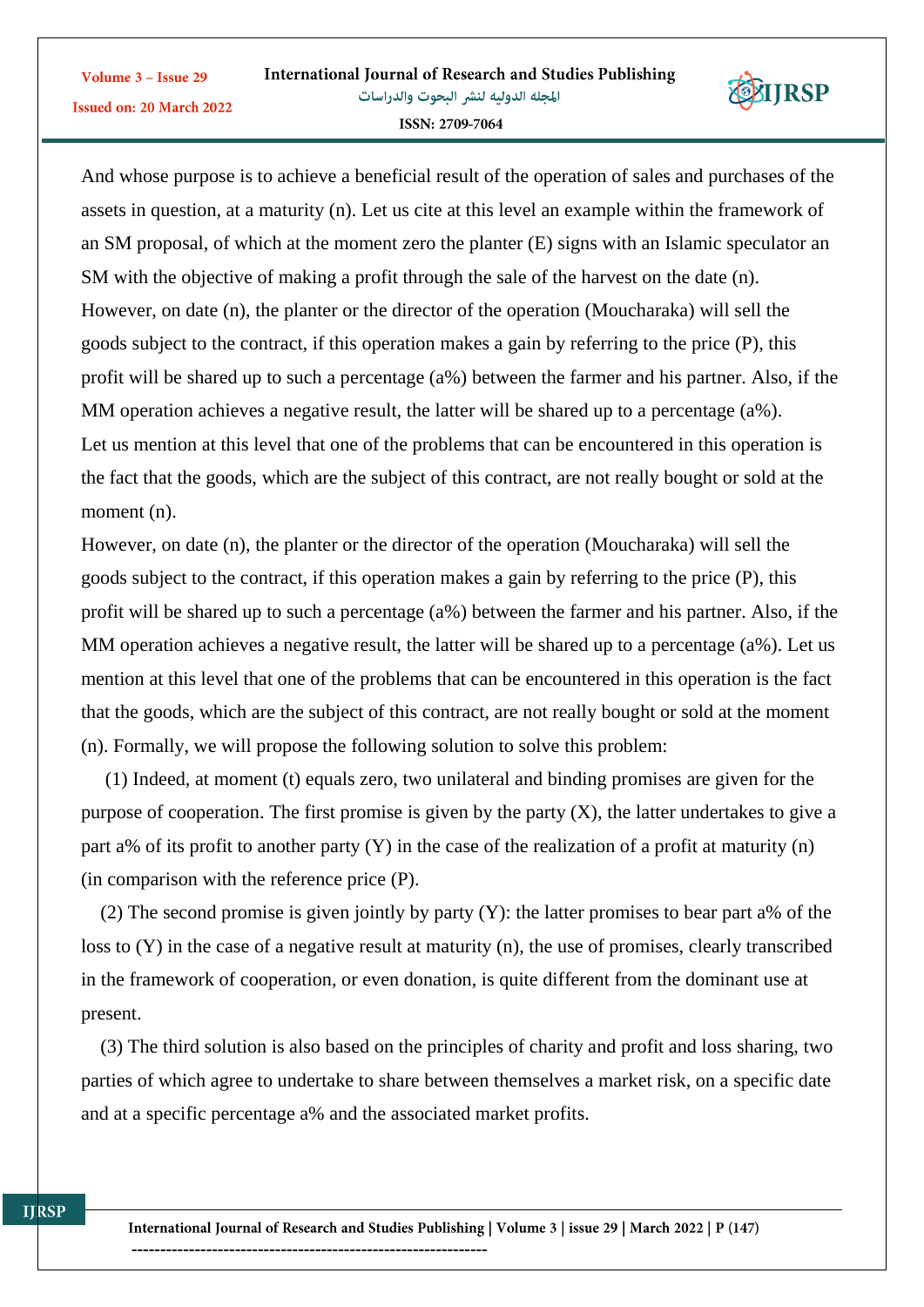And whose purpose is to achieve a beneficial result of the operation of sales and purchases of the assets in question, at a maturity (n). Let us cite at this level an example within the framework of an SM proposal, of which at the moment zero the planter (E) signs with an Islamic speculator an SM with the objective of making a profit through the sale of the harvest on the date (n). However, on date (n), the planter or the director of the operation (Moucharaka) will sell the goods subject to the contract, if this operation makes a gain by referring to the price (P), this profit will be shared up to such a percentage (a%) between the farmer and his partner. Also, if the MM operation achieves a negative result, the latter will be shared up to a percentage (a%). Let us mention at this level that one of the problems that can be encountered in this operation is the fact that the goods, which are the subject of this contract, are not really bought or sold at the moment (n).

However, on date (n), the planter or the director of the operation (Moucharaka) will sell the goods subject to the contract, if this operation makes a gain by referring to the price (P), this profit will be shared up to such a percentage (a%) between the farmer and his partner. Also, if the MM operation achieves a negative result, the latter will be shared up to a percentage (a%). Let us mention at this level that one of the problems that can be encountered in this operation is the fact that the goods, which are the subject of this contract, are not really bought or sold at the moment (n). Formally, we will propose the following solution to solve this problem:

(1) Indeed, at moment (t) equals zero, two unilateral and binding promises are given for the purpose of cooperation. The first promise is given by the party (X), the latter undertakes to give a part a% of its profit to another party (Y) in the case of the realization of a profit at maturity (n) (in comparison with the reference price (P).

(2) The second promise is given jointly by party (Y): the latter promises to bear part a% of the loss to (Y) in the case of a negative result at maturity (n), the use of promises, clearly transcribed in the framework of cooperation, or even donation, is quite different from the dominant use at present.

(3) The third solution is also based on the principles of charity and profit and loss sharing, two parties of which agree to undertake to share between themselves a market risk, on a specific date and at a specific percentage a% and the associated market profits.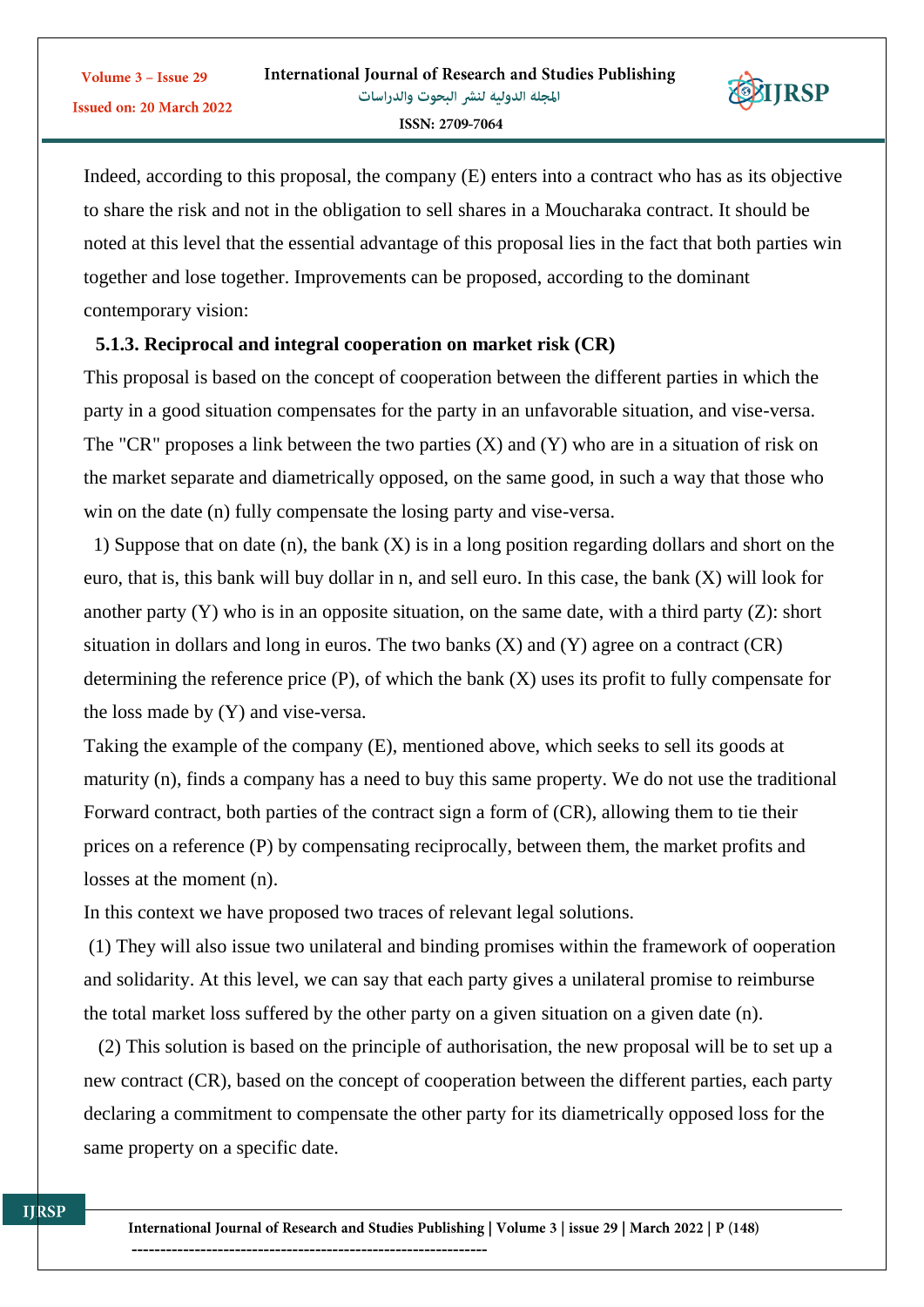Indeed, according to this proposal, the company (E) enters into a contract who has as its objective to share the risk and not in the obligation to sell shares in a Moucharaka contract. It should be noted at this level that the essential advantage of this proposal lies in the fact that both parties win together and lose together. Improvements can be proposed, according to the dominant contemporary vision:

### 5.1.3. Reciprocal and integral cooperation on market risk (CR)

This proposal is based on the concept of cooperation between the different parties in which the party in a good situation compensates for the party in an unfavorable situation, and vise-versa. The "CR" proposes a link between the two parties (X) and (Y) who are in a situation of risk on the market separate and diametrically opposed, on the same good, in such a way that those who win on the date (n) fully compensate the losing party and vise-versa.

1) Suppose that on date (n), the bank (X) is in a long position regarding dollars and short on the euro, that is, this bank will buy dollar in n, and sell euro. In this case, the bank (X) will look for another party (Y) who is in an opposite situation, on the same date, with a third party (Z): short situation in dollars and long in euros. The two banks (X) and (Y) agree on a contract (CR) determining the reference price (P), of which the bank (X) uses its profit to fully compensate for the loss made by (Y) and vise-versa.

Taking the example of the company (E), mentioned above, which seeks to sell its goods at maturity (n), finds a company has a need to buy this same property. We do not use the traditional Forward contract, both parties of the contract sign a form of (CR), allowing them to tie their prices on a reference (P) by compensating reciprocally, between them, the market profits and losses at the moment (n).

In this context we have proposed two traces of relevant legal solutions.

(1) They will also issue two unilateral and binding promises within the framework of ooperation and solidarity. At this level, we can say that each party gives a unilateral promise to reimburse the total market loss suffered by the other party on a given situation on a given date (n).

(2) This solution is based on the principle of authorisation, the new proposal will be to set up a new contract (CR), based on the concept of cooperation between the different parties, each party declaring a commitment to compensate the other party for its diametrically opposed loss for the same property on a specific date.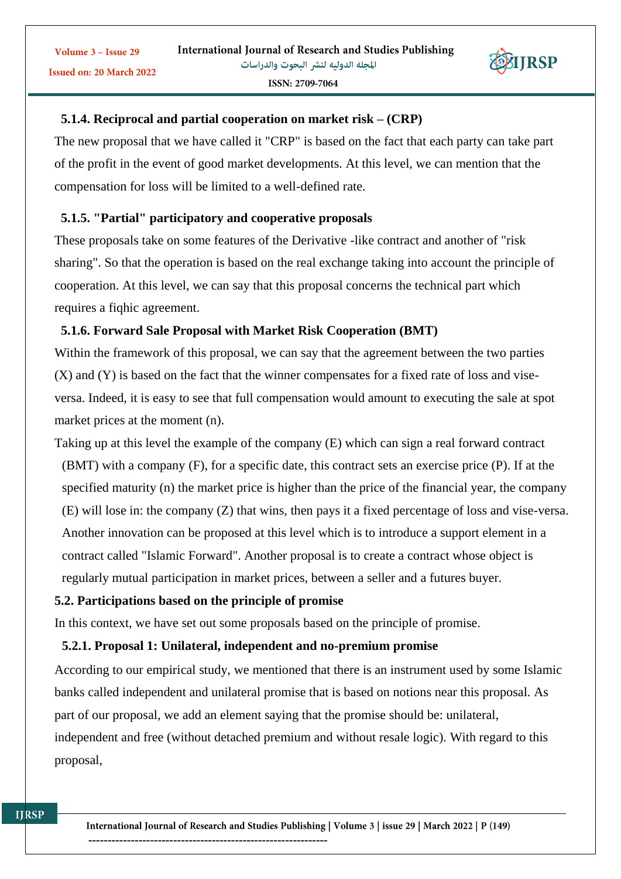### 5.1.4. Reciprocal and partial cooperation on market risk – (CRP)

The new proposal that we have called it "CRP" is based on the fact that each party can take part of the profit in the event of good market developments. At this level, we can mention that the compensation for loss will be limited to a well-defined rate.

### 5.1.5. "Partial" participatory and cooperative proposals

These proposals take on some features of the Derivative -like contract and another of "risk sharing". So that the operation is based on the real exchange taking into account the principle of cooperation. At this level, we can say that this proposal concerns the technical part which requires a fiqhic agreement.

### 5.1.6. Forward Sale Proposal with Market Risk Cooperation (BMT)

Within the framework of this proposal, we can say that the agreement between the two parties (X) and (Y) is based on the fact that the winner compensates for a fixed rate of loss and vise-versa. Indeed, it is easy to see that full compensation would amount to executing the sale at spot market prices at the moment (n).

Taking up at this level the example of the company (E) which can sign a real forward contract (BMT) with a company (F), for a specific date, this contract sets an exercise price (P). If at the specified maturity (n) the market price is higher than the price of the financial year, the company (E) will lose in: the company (Z) that wins, then pays it a fixed percentage of loss and vise-versa. Another innovation can be proposed at this level which is to introduce a support element in a contract called "Islamic Forward". Another proposal is to create a contract whose object is regularly mutual participation in market prices, between a seller and a futures buyer.

## 5.2. Participations based on the principle of promise

In this context, we have set out some proposals based on the principle of promise.

### 5.2.1. Proposal 1: Unilateral, independent and no-premium promise

According to our empirical study, we mentioned that there is an instrument used by some Islamic banks called independent and unilateral promise that is based on notions near this proposal. As part of our proposal, we add an element saying that the promise should be: unilateral, independent and free (without detached premium and without resale logic). With regard to this proposal,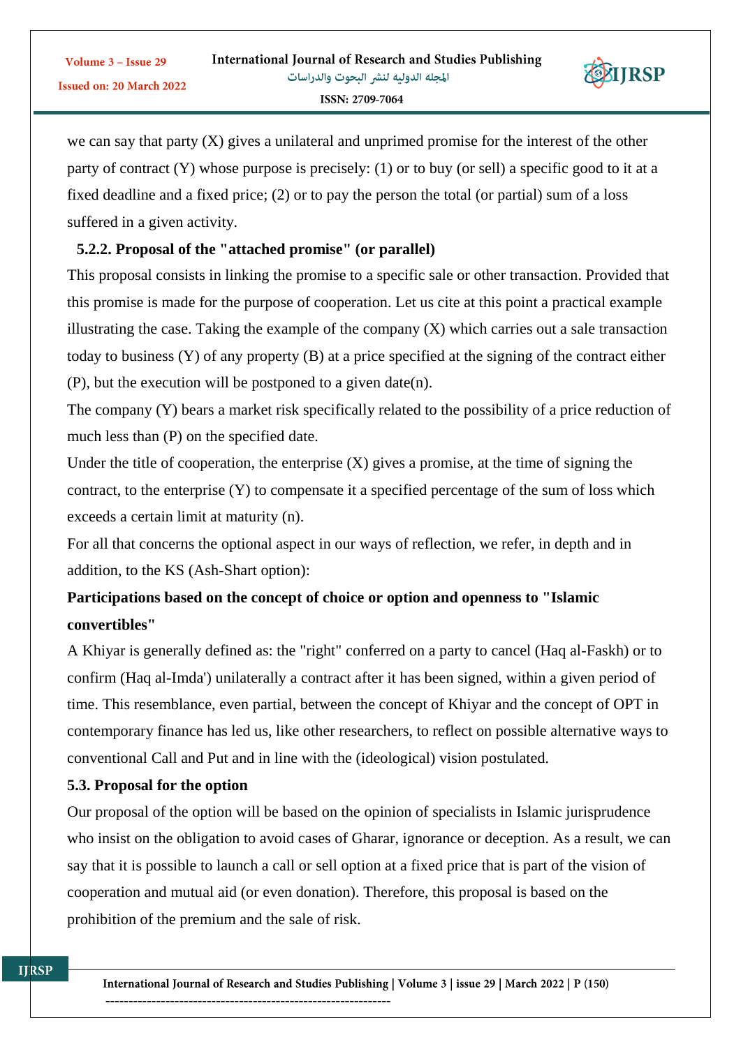we can say that party (X) gives a unilateral and unprimed promise for the interest of the other party of contract (Y) whose purpose is precisely: (1) or to buy (or sell) a specific good to it at a fixed deadline and a fixed price; (2) or to pay the person the total (or partial) sum of a loss suffered in a given activity.

### 5.2.2. Proposal of the "attached promise" (or parallel)

This proposal consists in linking the promise to a specific sale or other transaction. Provided that this promise is made for the purpose of cooperation. Let us cite at this point a practical example illustrating the case. Taking the example of the company (X) which carries out a sale transaction today to business (Y) of any property (B) at a price specified at the signing of the contract either (P), but the execution will be postponed to a given date(n).

The company (Y) bears a market risk specifically related to the possibility of a price reduction of much less than (P) on the specified date.

Under the title of cooperation, the enterprise (X) gives a promise, at the time of signing the contract, to the enterprise (Y) to compensate it a specified percentage of the sum of loss which exceeds a certain limit at maturity (n).

For all that concerns the optional aspect in our ways of reflection, we refer, in depth and in addition, to the KS (Ash-Shart option):

**Participations based on the concept of choice or option and openness to "Islamic convertibles"**

A Khiyar is generally defined as: the "right" conferred on a party to cancel (Haq al-Faskh) or to confirm (Haq al-Imda') unilaterally a contract after it has been signed, within a given period of time. This resemblance, even partial, between the concept of Khiyar and the concept of OPT in contemporary finance has led us, like other researchers, to reflect on possible alternative ways to conventional Call and Put and in line with the (ideological) vision postulated.

### 5.3. Proposal for the option

Our proposal of the option will be based on the opinion of specialists in Islamic jurisprudence who insist on the obligation to avoid cases of Gharar, ignorance or deception. As a result, we can say that it is possible to launch a call or sell option at a fixed price that is part of the vision of cooperation and mutual aid (or even donation). Therefore, this proposal is based on the prohibition of the premium and the sale of risk.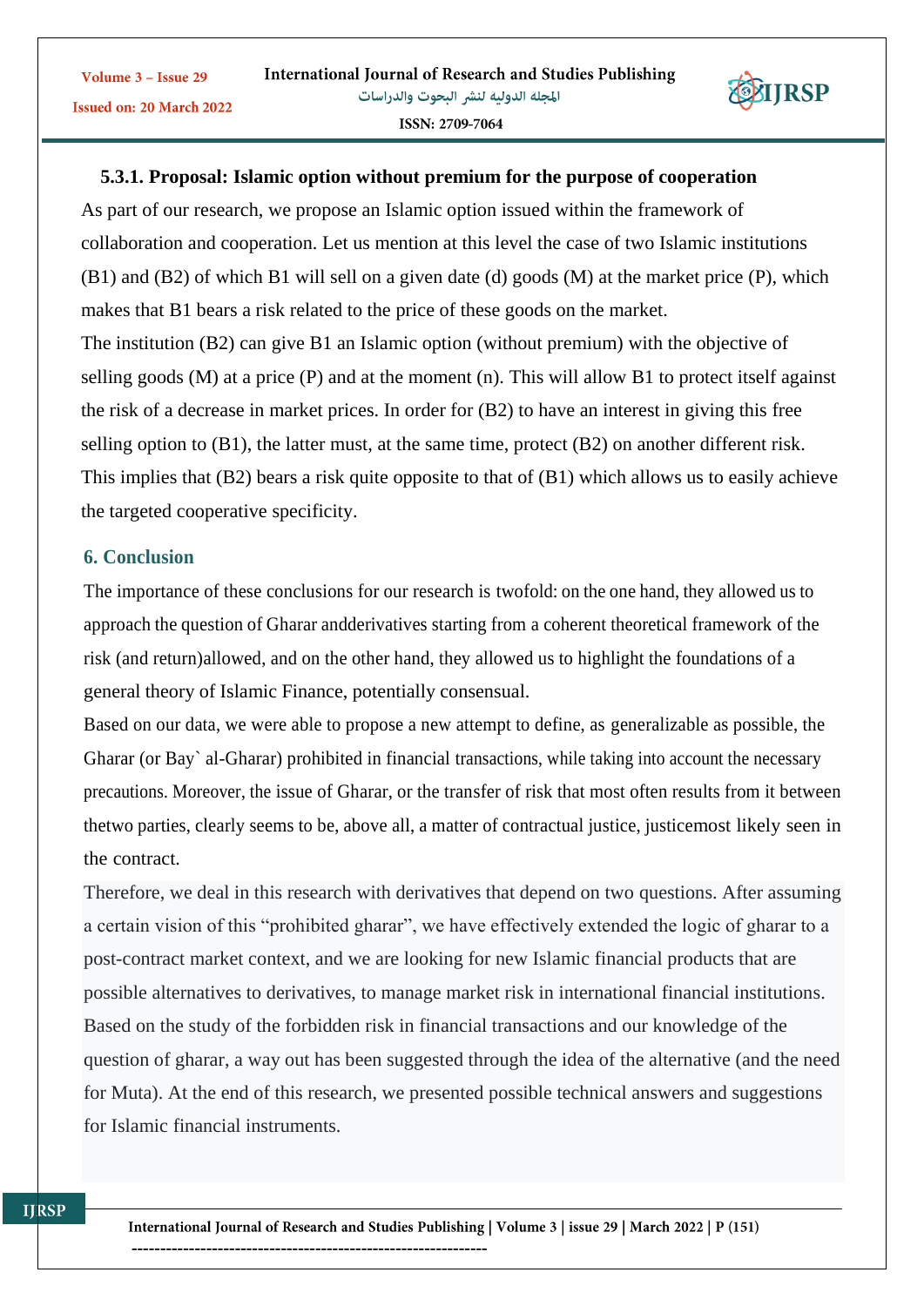### 5.3.1. Proposal: Islamic option without premium for the purpose of cooperation

As part of our research, we propose an Islamic option issued within the framework of collaboration and cooperation. Let us mention at this level the case of two Islamic institutions (B1) and (B2) of which B1 will sell on a given date (d) goods (M) at the market price (P), which makes that B1 bears a risk related to the price of these goods on the market.

The institution (B2) can give B1 an Islamic option (without premium) with the objective of selling goods (M) at a price (P) and at the moment (n). This will allow B1 to protect itself against the risk of a decrease in market prices. In order for (B2) to have an interest in giving this free selling option to (B1), the latter must, at the same time, protect (B2) on another different risk. This implies that (B2) bears a risk quite opposite to that of (B1) which allows us to easily achieve the targeted cooperative specificity.

## 6. Conclusion

The importance of these conclusions for our research is twofold: on the one hand, they allowed us to approach the question of Gharar andderivatives starting from a coherent theoretical framework of the risk (and return)allowed, and on the other hand, they allowed us to highlight the foundations of a general theory of Islamic Finance, potentially consensual.

Based on our data, we were able to propose a new attempt to define, as generalizable as possible, the Gharar (or Bay` al-Gharar) prohibited in financial transactions, while taking into account the necessary precautions. Moreover, the issue of Gharar, or the transfer of risk that most often results from it between thetwo parties, clearly seems to be, above all, a matter of contractual justice, justicemost likely seen in the contract.

Therefore, we deal in this research with derivatives that depend on two questions. After assuming a certain vision of this "prohibited gharar", we have effectively extended the logic of gharar to a post-contract market context, and we are looking for new Islamic financial products that are possible alternatives to derivatives, to manage market risk in international financial institutions. Based on the study of the forbidden risk in financial transactions and our knowledge of the question of gharar, a way out has been suggested through the idea of the alternative (and the need for Muta). At the end of this research, we presented possible technical answers and suggestions for Islamic financial instruments.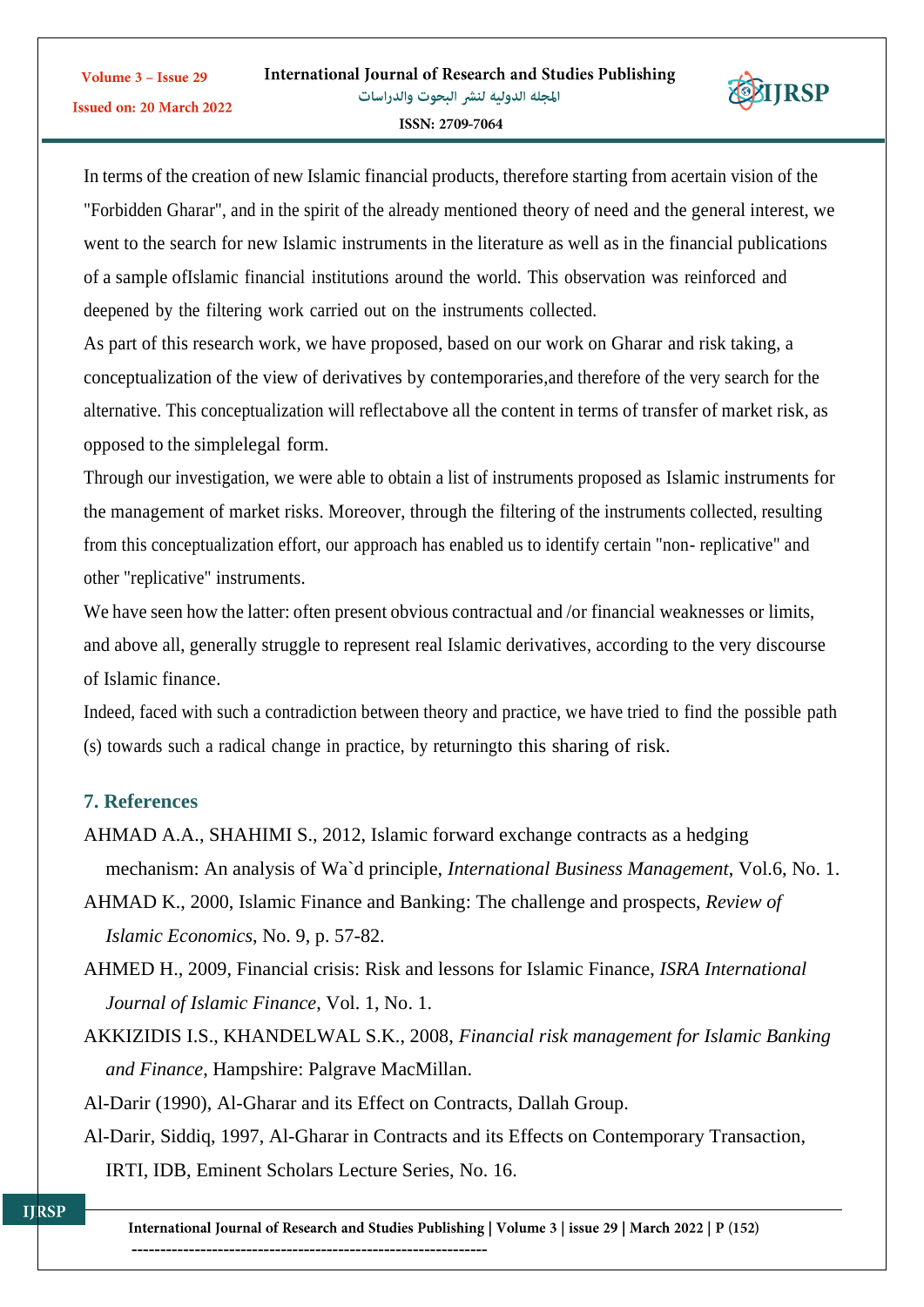In terms of the creation of new Islamic financial products, therefore starting from acertain vision of the "Forbidden Gharar", and in the spirit of the already mentioned theory of need and the general interest, we went to the search for new Islamic instruments in the literature as well as in the financial publications of a sample ofIslamic financial institutions around the world. This observation was reinforced and deepened by the filtering work carried out on the instruments collected.

As part of this research work, we have proposed, based on our work on Gharar and risk taking, a conceptualization of the view of derivatives by contemporaries,and therefore of the very search for the alternative. This conceptualization will reflectabove all the content in terms of transfer of market risk, as opposed to the simplelegal form.

Through our investigation, we were able to obtain a list of instruments proposed as Islamic instruments for the management of market risks. Moreover, through the filtering of the instruments collected, resulting from this conceptualization effort, our approach has enabled us to identify certain "non- replicative" and other "replicative" instruments.

We have seen how the latter: often present obvious contractual and /or financial weaknesses or limits, and above all, generally struggle to represent real Islamic derivatives, according to the very discourse of Islamic finance.

Indeed, faced with such a contradiction between theory and practice, we have tried to find the possible path (s) towards such a radical change in practice, by returningto this sharing of risk.

## 7. References

AHMAD A.A., SHAHIMI S., 2012, Islamic forward exchange contracts as a hedging mechanism: An analysis of Wa`d principle, *International Business Management*, Vol.6, No. 1.

AHMAD K., 2000, Islamic Finance and Banking: The challenge and prospects, *Review of Islamic Economics*, No. 9, p. 57-82.

AHMED H., 2009, Financial crisis: Risk and lessons for Islamic Finance, *ISRA International Journal of Islamic Finance*, Vol. 1, No. 1.

AKKIZIDIS I.S., KHANDELWAL S.K., 2008, *Financial risk management for Islamic Banking and Finance*, Hampshire: Palgrave MacMillan.

Al-Darir (1990), Al-Gharar and its Effect on Contracts, Dallah Group.

Al-Darir, Siddiq, 1997, Al-Gharar in Contracts and its Effects on Contemporary Transaction, IRTI, IDB, Eminent Scholars Lecture Series, No. 16.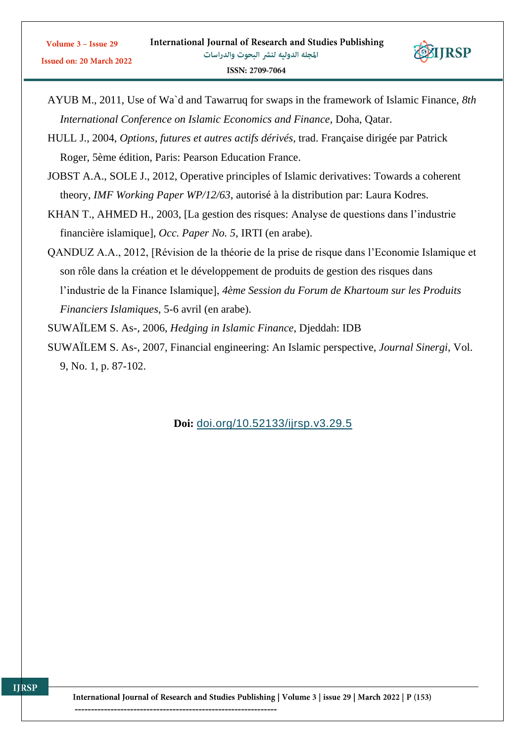AYUB M., 2011, Use of Wa`d and Tawarruq for swaps in the framework of Islamic Finance, *8th International Conference on Islamic Economics and Finance*, Doha, Qatar.

HULL J., 2004, *Options, futures et autres actifs dérivés*, trad. Française dirigée par Patrick Roger, 5ème édition, Paris: Pearson Education France.

JOBST A.A., SOLE J., 2012, Operative principles of Islamic derivatives: Towards a coherent theory, *IMF Working Paper WP/12/63*, autorisé à la distribution par: Laura Kodres.

KHAN T., AHMED H., 2003, [La gestion des risques: Analyse de questions dans l'industrie financière islamique], *Occ. Paper No. 5*, IRTI (en arabe).

QANDUZ A.A., 2012, [Révision de la théorie de la prise de risque dans l'Economie Islamique et son rôle dans la création et le développement de produits de gestion des risques dans l'industrie de la Finance Islamique], *4ème Session du Forum de Khartoum sur les Produits Financiers Islamiques*, 5-6 avril (en arabe).

SUWAÏLEM S. As-, 2006, *Hedging in Islamic Finance*, Djeddah: IDB

SUWAÏLEM S. As-, 2007, Financial engineering: An Islamic perspective, *Journal Sinergi*, Vol. 9, No. 1, p. 87-102.

**Doi:** doi.org/10.52133/ijrsp.v3.29.5